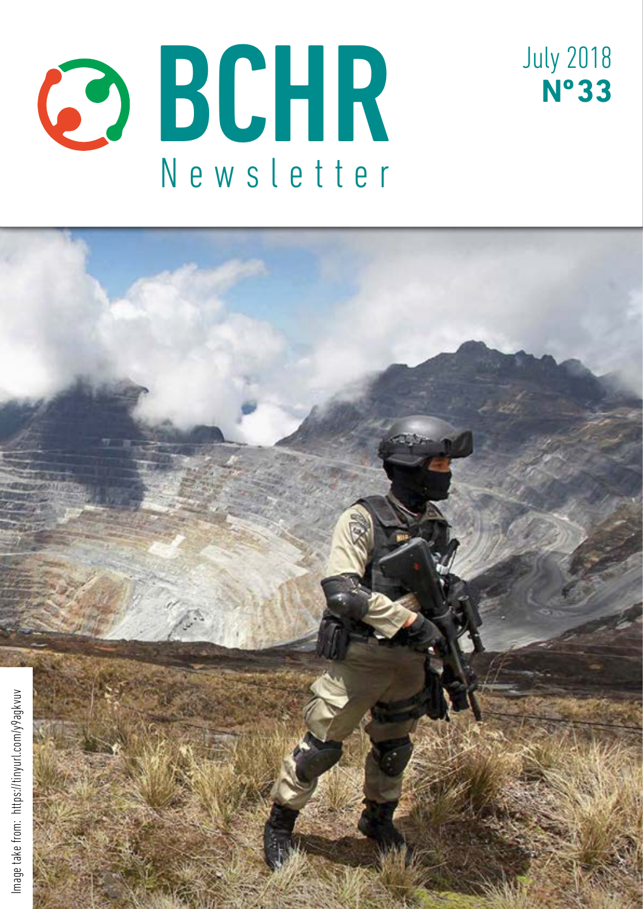# BCHR Newsletter

July 2018
**N°33**

Image take from: https://tinyurl.com/y9agkvuv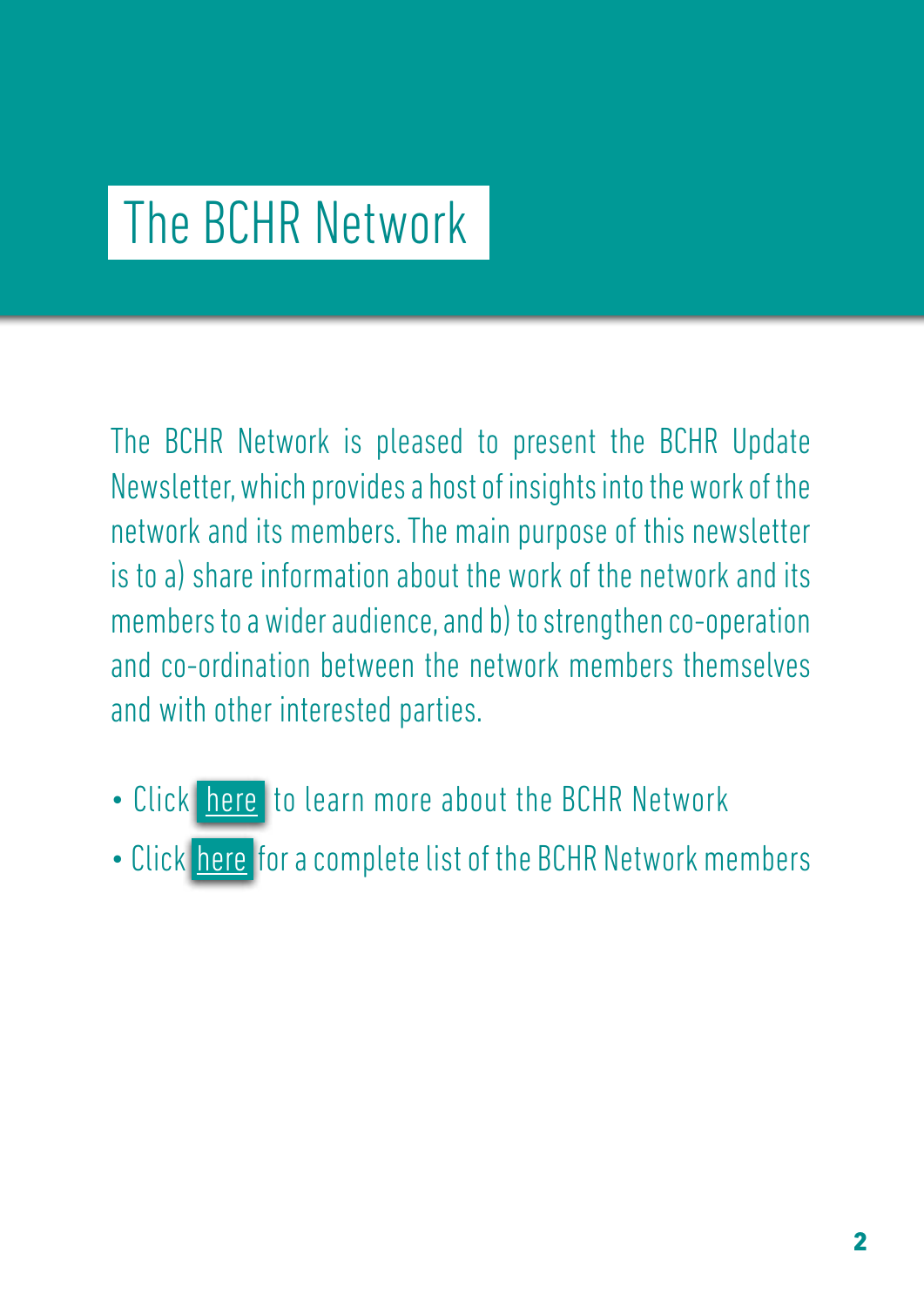# The BCHR Network

The BCHR Network is pleased to present the BCHR Update Newsletter, which provides a host of insights into the work of the network and its members. The main purpose of this newsletter is to a) share information about the work of the network and its members to a wider audience, and b) to strengthen co-operation and co-ordination between the network members themselves and with other interested parties.

- Click here to learn more about the BCHR Network
- Click here for a complete list of the BCHR Network members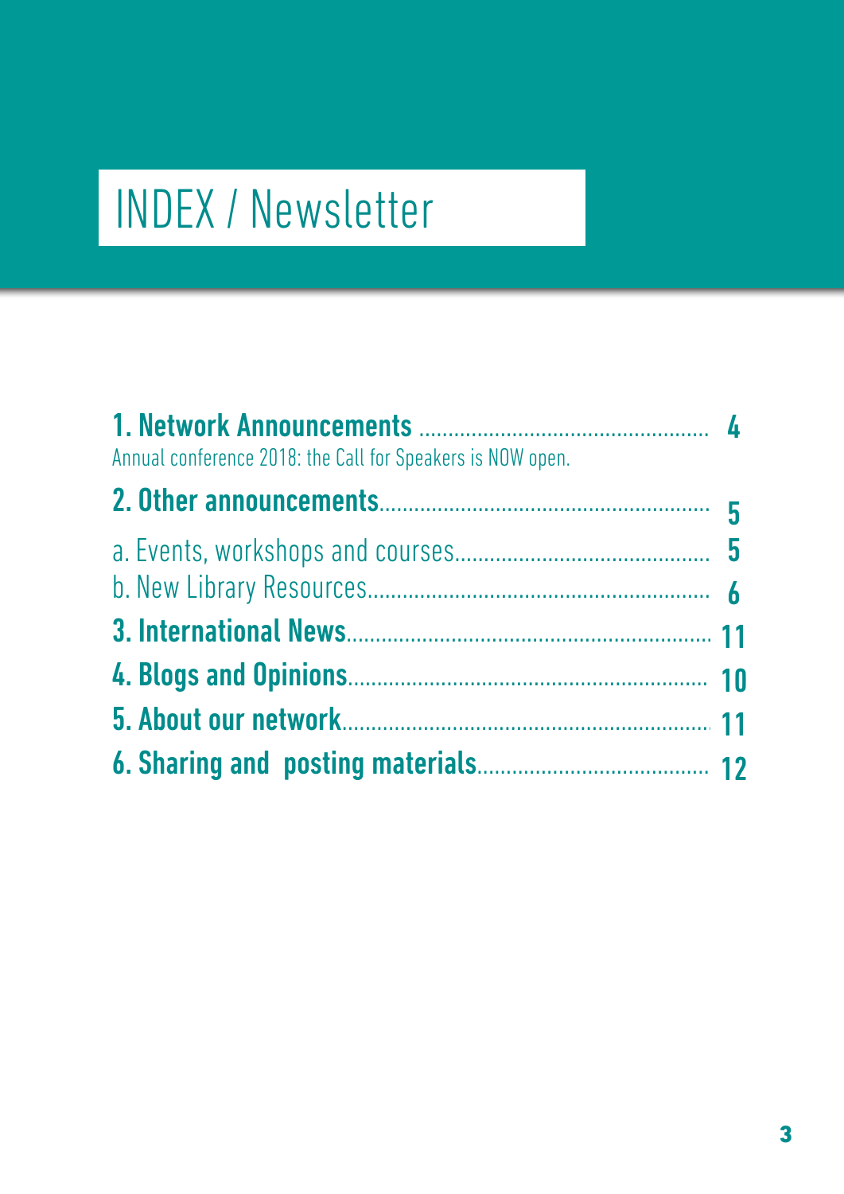# INDEX / Newsletter

**1. Network Announcements** .................................................. **4**
Annual conference 2018: the Call for Speakers is NOW open.

**2. Other announcements**......................................................... **5**

a. Events, workshops and courses............................................ **5**
b. New Library Resources.......................................................... **6**

**3. International News**.............................................................. **11**

**4. Blogs and Opinions**.............................................................. **10**

**5. About our network**................................................................ **11**

**6. Sharing and posting materials**......................................... **12**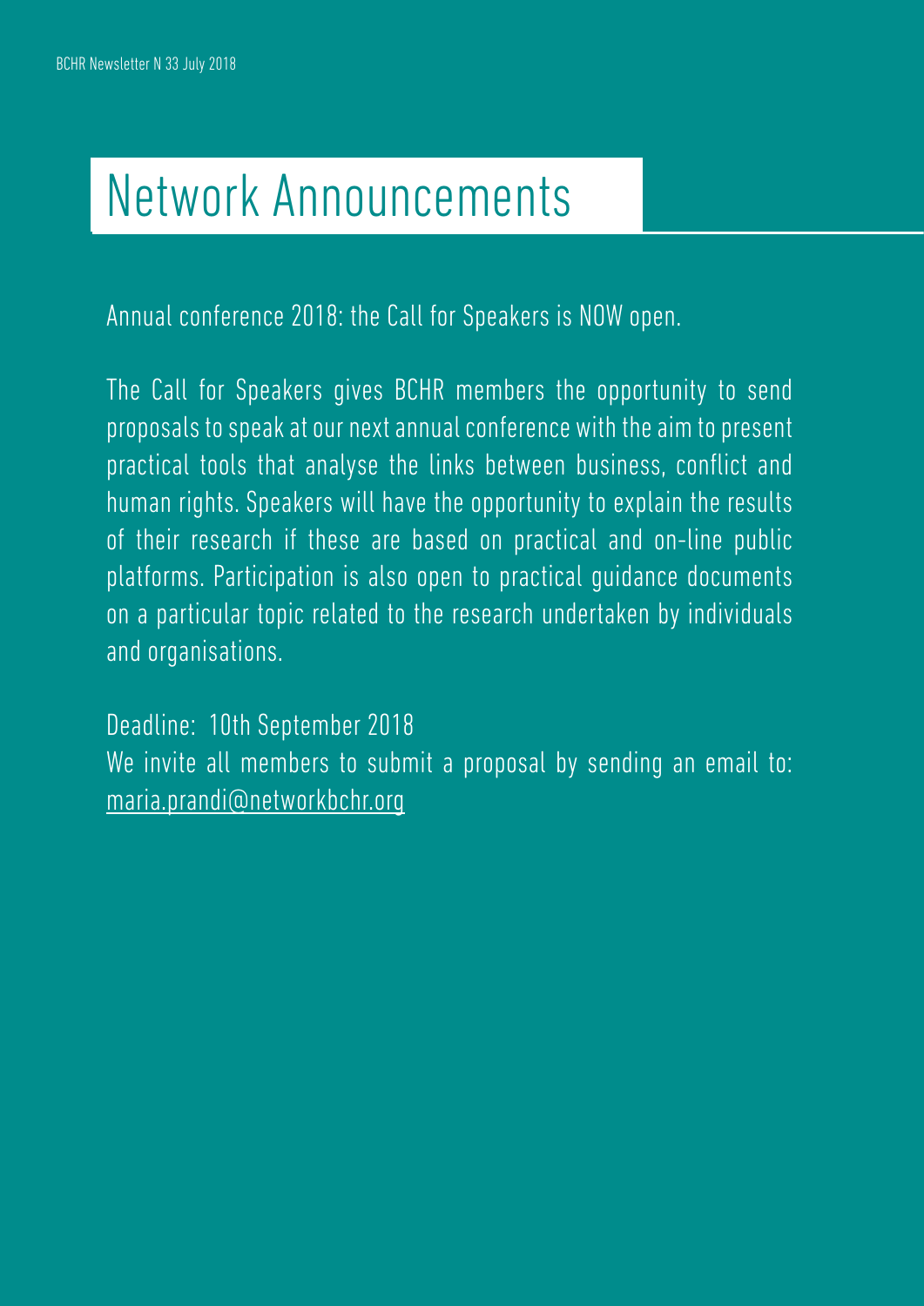# Network Announcements

Annual conference 2018: the Call for Speakers is NOW open.

The Call for Speakers gives BCHR members the opportunity to send proposals to speak at our next annual conference with the aim to present practical tools that analyse the links between business, conflict and human rights. Speakers will have the opportunity to explain the results of their research if these are based on practical and on-line public platforms. Participation is also open to practical guidance documents on a particular topic related to the research undertaken by individuals and organisations.

Deadline: 10th September 2018
We invite all members to submit a proposal by sending an email to: maria.prandi@networkbchr.org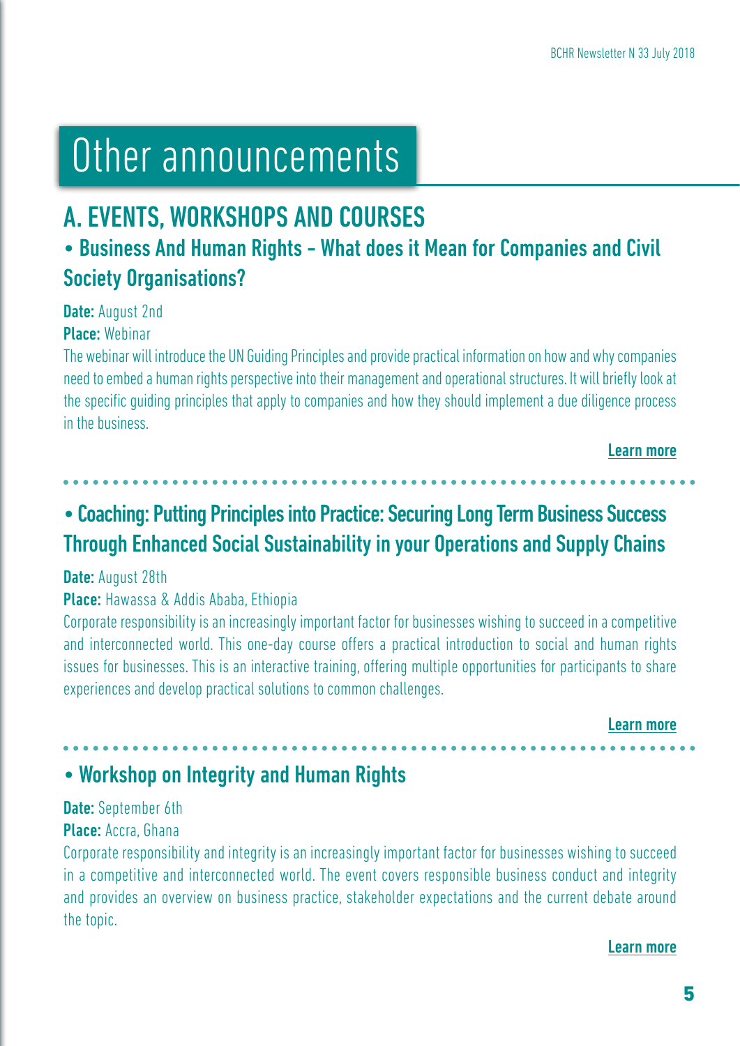# Other announcements

## A. EVENTS, WORKSHOPS AND COURSES

### • Business And Human Rights – What does it Mean for Companies and Civil Society Organisations?

**Date:** August 2nd

**Place:** Webinar

The webinar will introduce the UN Guiding Principles and provide practical information on how and why companies need to embed a human rights perspective into their management and operational structures. It will briefly look at the specific guiding principles that apply to companies and how they should implement a due diligence process in the business.

**Learn more**

### • Coaching: Putting Principles into Practice: Securing Long Term Business Success Through Enhanced Social Sustainability in your Operations and Supply Chains

**Date:** August 28th

**Place:** Hawassa & Addis Ababa, Ethiopia

Corporate responsibility is an increasingly important factor for businesses wishing to succeed in a competitive and interconnected world. This one-day course offers a practical introduction to social and human rights issues for businesses. This is an interactive training, offering multiple opportunities for participants to share experiences and develop practical solutions to common challenges.

**Learn more**

### • Workshop on Integrity and Human Rights

**Date:** September 6th

**Place:** Accra, Ghana

Corporate responsibility and integrity is an increasingly important factor for businesses wishing to succeed in a competitive and interconnected world. The event covers responsible business conduct and integrity and provides an overview on business practice, stakeholder expectations and the current debate around the topic.

**Learn more**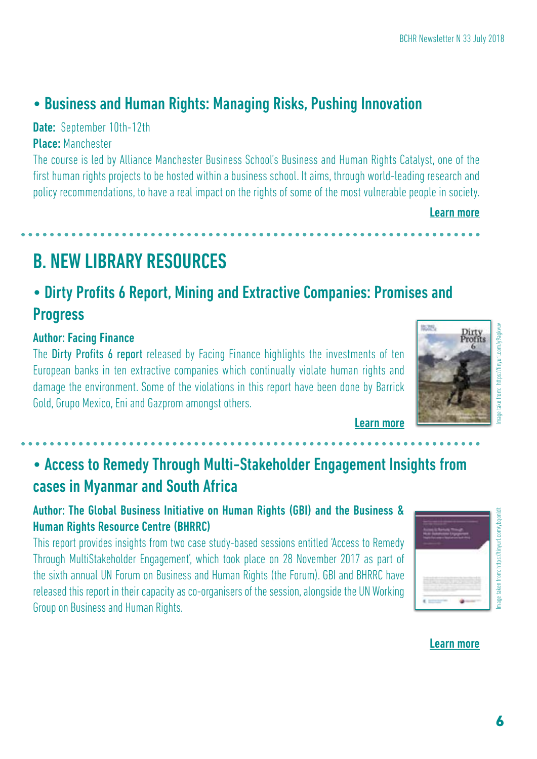### • Business and Human Rights: Managing Risks, Pushing Innovation

**Date:** September 10th-12th

**Place:** Manchester

The course is led by Alliance Manchester Business School's Business and Human Rights Catalyst, one of the first human rights projects to be hosted within a business school. It aims, through world-leading research and policy recommendations, to have a real impact on the rights of some of the most vulnerable people in society.

**Learn more**

## B. NEW LIBRARY RESOURCES

### • Dirty Profits 6 Report, Mining and Extractive Companies: Promises and Progress

**Author: Facing Finance**

The **Dirty Profits 6 report** released by Facing Finance highlights the investments of ten European banks in ten extractive companies which continually violate human rights and damage the environment. Some of the violations in this report have been done by Barrick Gold, Grupo Mexico, Eni and Gazprom amongst others.

Image take from: https://tinyurl.com/y9agkvuv

**Learn more**

### • Access to Remedy Through Multi-Stakeholder Engagement Insights from cases in Myanmar and South Africa

**Author: The Global Business Initiative on Human Rights (GBI) and the Business & Human Rights Resource Centre (BHRRC)**

This report provides insights from two case study-based sessions entitled 'Access to Remedy Through MultiStakeholder Engagement', which took place on 28 November 2017 as part of the sixth annual UN Forum on Business and Human Rights (the Forum). GBI and BHRRC have released this report in their capacity as co-organisers of the session, alongside the UN Working Group on Business and Human Rights.

Image taken from: https://tinyurl.com/ybqonldt

**Learn more**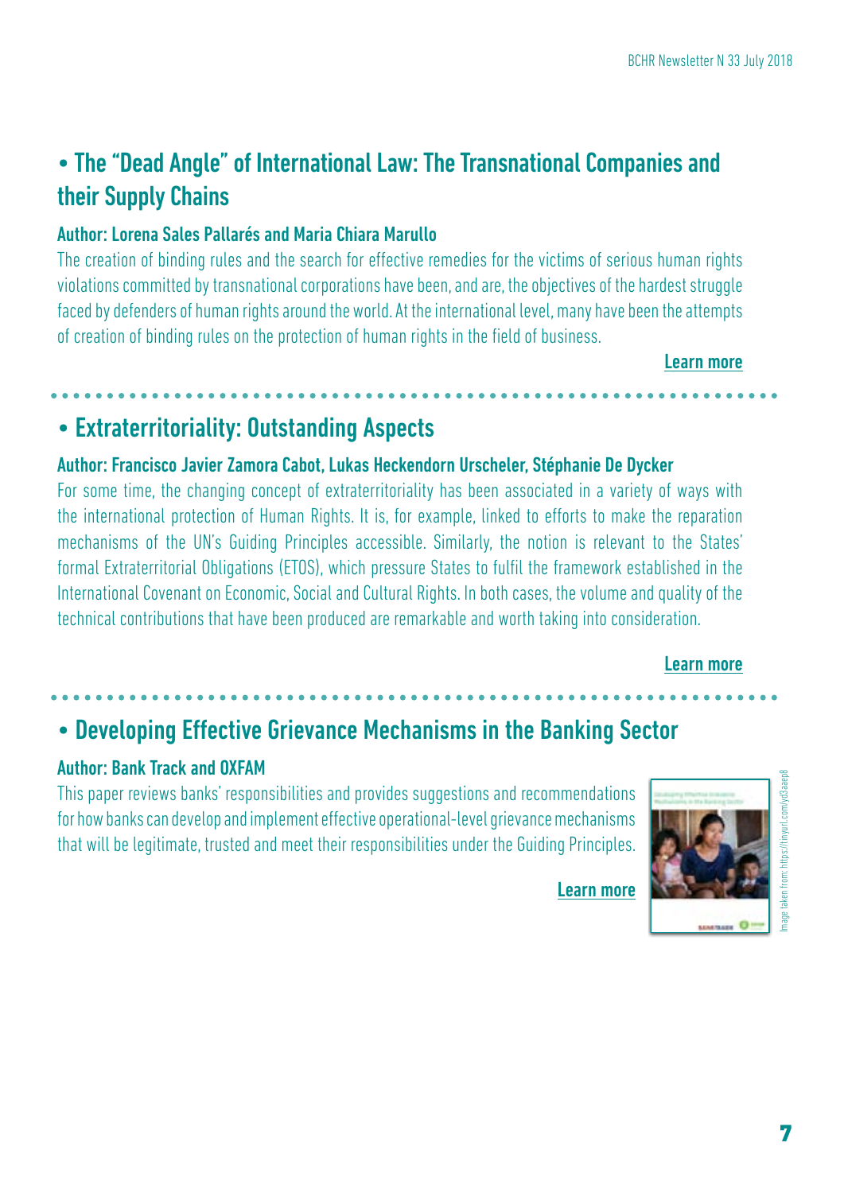## • The "Dead Angle" of International Law: The Transnational Companies and their Supply Chains

**Author: Lorena Sales Pallarés and Maria Chiara Marullo**

The creation of binding rules and the search for effective remedies for the victims of serious human rights violations committed by transnational corporations have been, and are, the objectives of the hardest struggle faced by defenders of human rights around the world. At the international level, many have been the attempts of creation of binding rules on the protection of human rights in the field of business.

**Learn more**

## • Extraterritoriality: Outstanding Aspects

**Author: Francisco Javier Zamora Cabot, Lukas Heckendorn Urscheler, Stéphanie De Dycker**

For some time, the changing concept of extraterritoriality has been associated in a variety of ways with the international protection of Human Rights. It is, for example, linked to efforts to make the reparation mechanisms of the UN's Guiding Principles accessible. Similarly, the notion is relevant to the States' formal Extraterritorial Obligations (ETOS), which pressure States to fulfil the framework established in the International Covenant on Economic, Social and Cultural Rights. In both cases, the volume and quality of the technical contributions that have been produced are remarkable and worth taking into consideration.

**Learn more**

## • Developing Effective Grievance Mechanisms in the Banking Sector

**Author: Bank Track and OXFAM**

This paper reviews banks' responsibilities and provides suggestions and recommendations for how banks can develop and implement effective operational-level grievance mechanisms that will be legitimate, trusted and meet their responsibilities under the Guiding Principles.

**Learn more**

Image taken from: https://tinyurl.com/yd3aaep8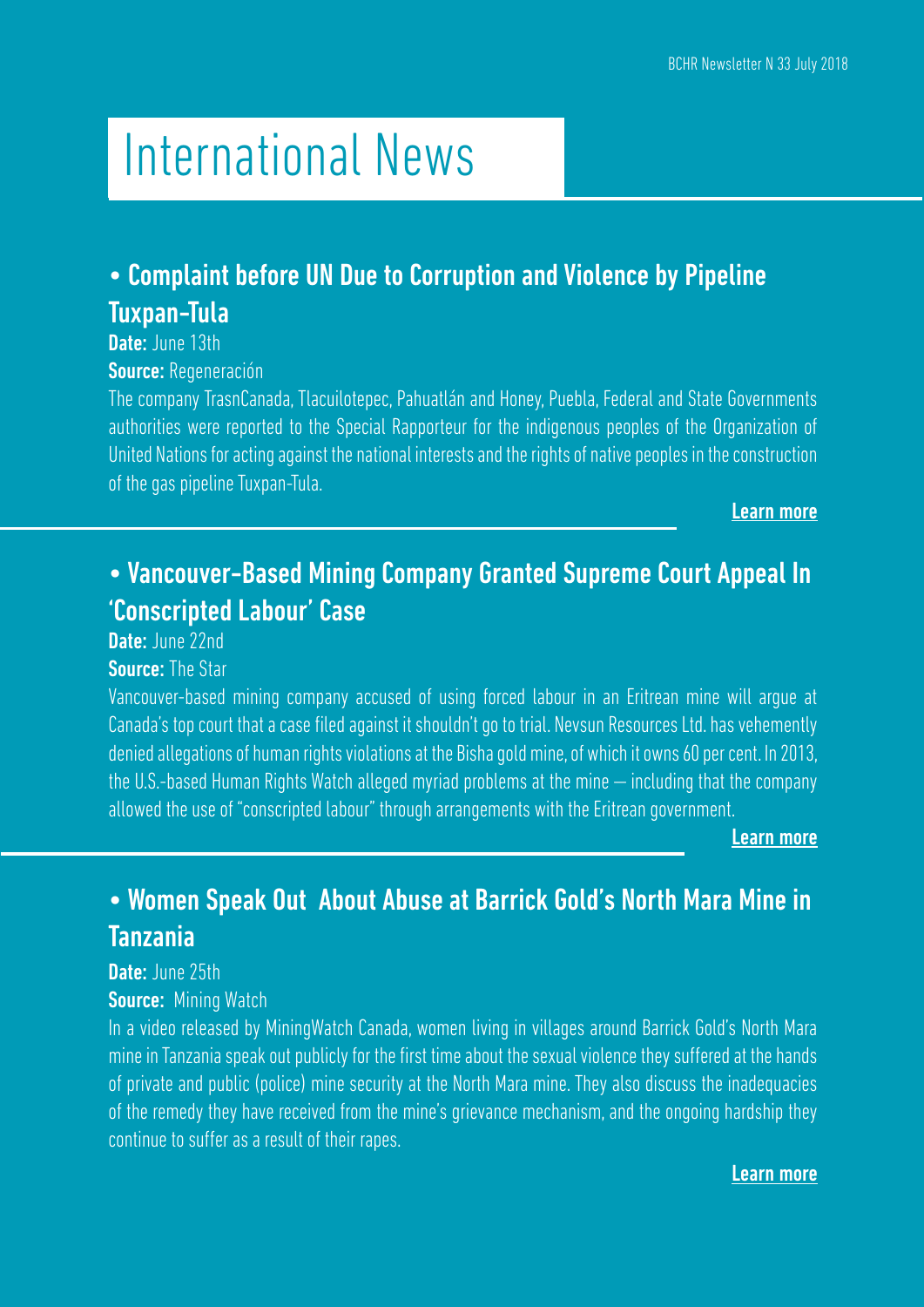# International News

## • Complaint before UN Due to Corruption and Violence by Pipeline Tuxpan-Tula

**Date:** June 13th

**Source:** Regeneración

The company TrasnCanada, Tlacuilotepec, Pahuatlán and Honey, Puebla, Federal and State Governments authorities were reported to the Special Rapporteur for the indigenous peoples of the Organization of United Nations for acting against the national interests and the rights of native peoples in the construction of the gas pipeline Tuxpan-Tula.

**Learn more**

## • Vancouver-Based Mining Company Granted Supreme Court Appeal In 'Conscripted Labour' Case

**Date:** June 22nd

**Source:** The Star

Vancouver-based mining company accused of using forced labour in an Eritrean mine will argue at Canada's top court that a case filed against it shouldn't go to trial. Nevsun Resources Ltd. has vehemently denied allegations of human rights violations at the Bisha gold mine, of which it owns 60 per cent. In 2013, the U.S.-based Human Rights Watch alleged myriad problems at the mine — including that the company allowed the use of "conscripted labour" through arrangements with the Eritrean government.

**Learn more**

## • Women Speak Out About Abuse at Barrick Gold's North Mara Mine in Tanzania

**Date:** June 25th

**Source:** Mining Watch

In a video released by MiningWatch Canada, women living in villages around Barrick Gold's North Mara mine in Tanzania speak out publicly for the first time about the sexual violence they suffered at the hands of private and public (police) mine security at the North Mara mine. They also discuss the inadequacies of the remedy they have received from the mine's grievance mechanism, and the ongoing hardship they continue to suffer as a result of their rapes.

**Learn more**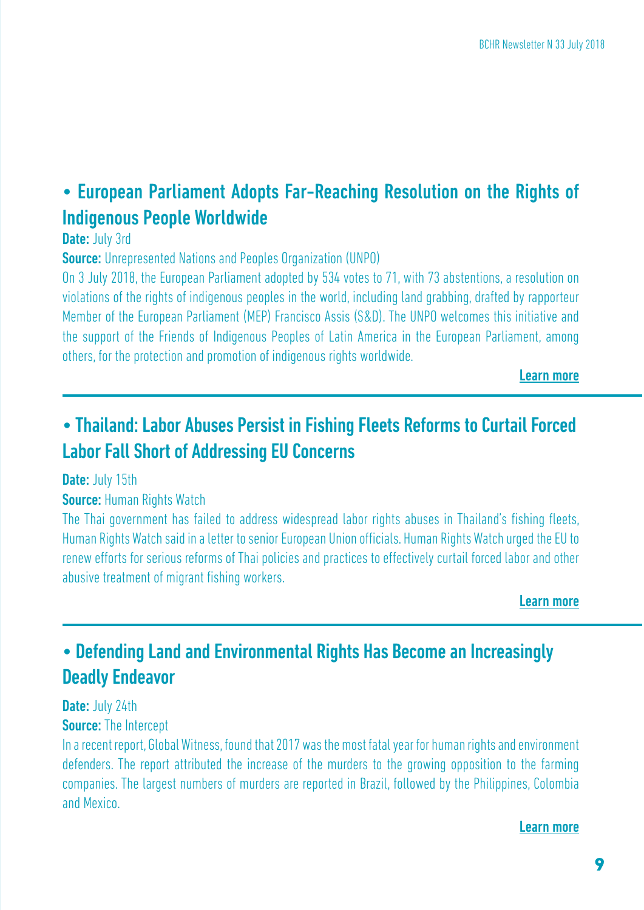## • European Parliament Adopts Far-Reaching Resolution on the Rights of Indigenous People Worldwide

**Date:** July 3rd

**Source:** Unrepresented Nations and Peoples Organization (UNPO)

On 3 July 2018, the European Parliament adopted by 534 votes to 71, with 73 abstentions, a resolution on violations of the rights of indigenous peoples in the world, including land grabbing, drafted by rapporteur Member of the European Parliament (MEP) Francisco Assis (S&D). The UNPO welcomes this initiative and the support of the Friends of Indigenous Peoples of Latin America in the European Parliament, among others, for the protection and promotion of indigenous rights worldwide.

**Learn more**

---

## • Thailand: Labor Abuses Persist in Fishing Fleets Reforms to Curtail Forced Labor Fall Short of Addressing EU Concerns

**Date:** July 15th

**Source:** Human Rights Watch

The Thai government has failed to address widespread labor rights abuses in Thailand's fishing fleets, Human Rights Watch said in a letter to senior European Union officials. Human Rights Watch urged the EU to renew efforts for serious reforms of Thai policies and practices to effectively curtail forced labor and other abusive treatment of migrant fishing workers.

**Learn more**

---

## • Defending Land and Environmental Rights Has Become an Increasingly Deadly Endeavor

**Date:** July 24th

**Source:** The Intercept

In a recent report, Global Witness, found that 2017 was the most fatal year for human rights and environment defenders. The report attributed the increase of the murders to the growing opposition to the farming companies. The largest numbers of murders are reported in Brazil, followed by the Philippines, Colombia and Mexico.

**Learn more**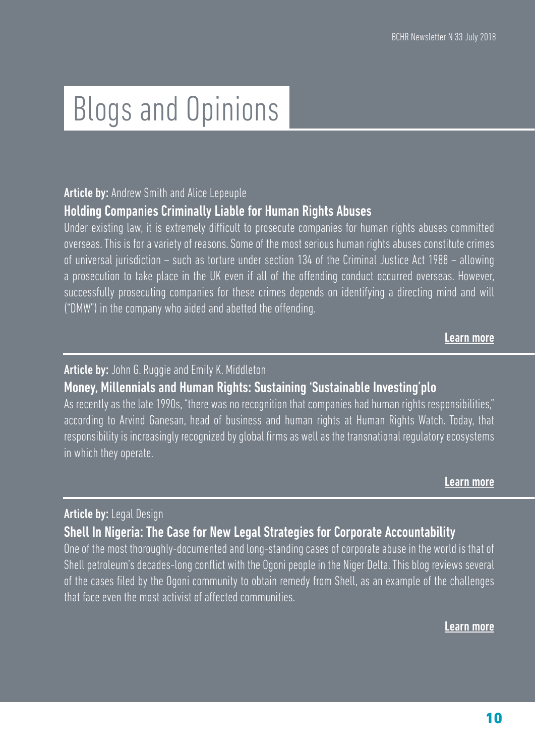# Blogs and Opinions

**Article by:** Andrew Smith and Alice Lepeuple

## Holding Companies Criminally Liable for Human Rights Abuses

Under existing law, it is extremely difficult to prosecute companies for human rights abuses committed overseas. This is for a variety of reasons. Some of the most serious human rights abuses constitute crimes of universal jurisdiction – such as torture under section 134 of the Criminal Justice Act 1988 – allowing a prosecution to take place in the UK even if all of the offending conduct occurred overseas. However, successfully prosecuting companies for these crimes depends on identifying a directing mind and will ("DMW") in the company who aided and abetted the offending.

**Learn more**

---

**Article by:** John G. Ruggie and Emily K. Middleton

## Money, Millennials and Human Rights: Sustaining 'Sustainable Investing'plo

As recently as the late 1990s, "there was no recognition that companies had human rights responsibilities," according to Arvind Ganesan, head of business and human rights at Human Rights Watch. Today, that responsibility is increasingly recognized by global firms as well as the transnational regulatory ecosystems in which they operate.

**Learn more**

---

**Article by:** Legal Design

## Shell In Nigeria: The Case for New Legal Strategies for Corporate Accountability

One of the most thoroughly-documented and long-standing cases of corporate abuse in the world is that of Shell petroleum's decades-long conflict with the Ogoni people in the Niger Delta. This blog reviews several of the cases filed by the Ogoni community to obtain remedy from Shell, as an example of the challenges that face even the most activist of affected communities.

**Learn more**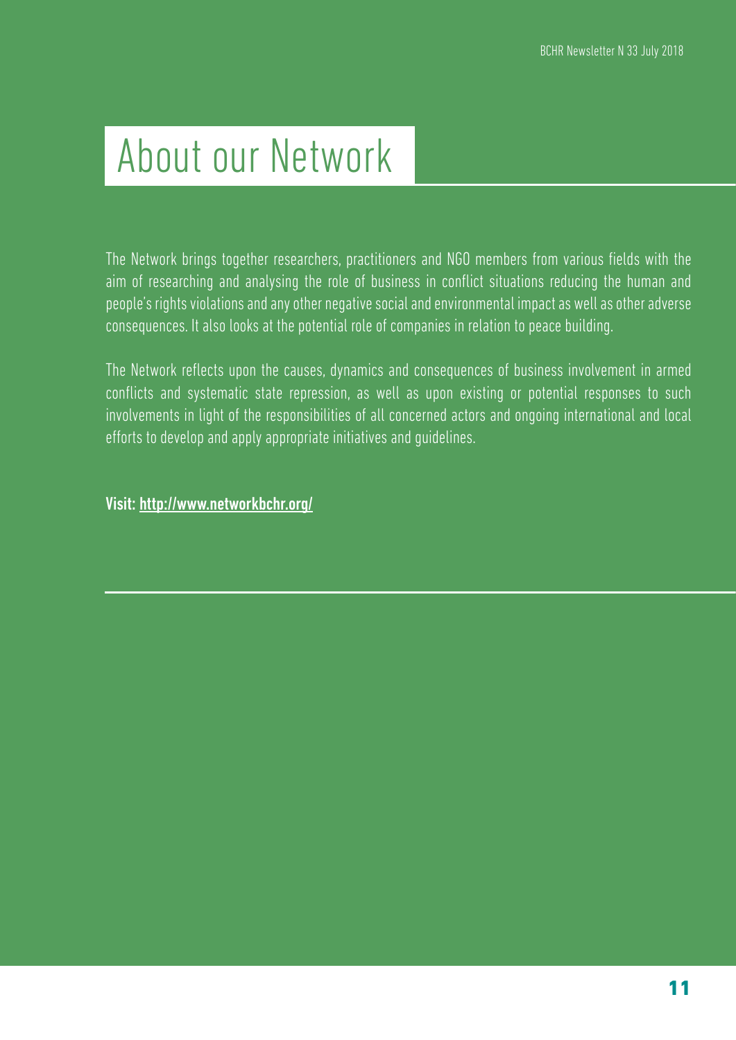# About our Network

The Network brings together researchers, practitioners and NGO members from various fields with the aim of researching and analysing the role of business in conflict situations reducing the human and people's rights violations and any other negative social and environmental impact as well as other adverse consequences. It also looks at the potential role of companies in relation to peace building.

The Network reflects upon the causes, dynamics and consequences of business involvement in armed conflicts and systematic state repression, as well as upon existing or potential responses to such involvements in light of the responsibilities of all concerned actors and ongoing international and local efforts to develop and apply appropriate initiatives and guidelines.

**Visit: http://www.networkbchr.org/**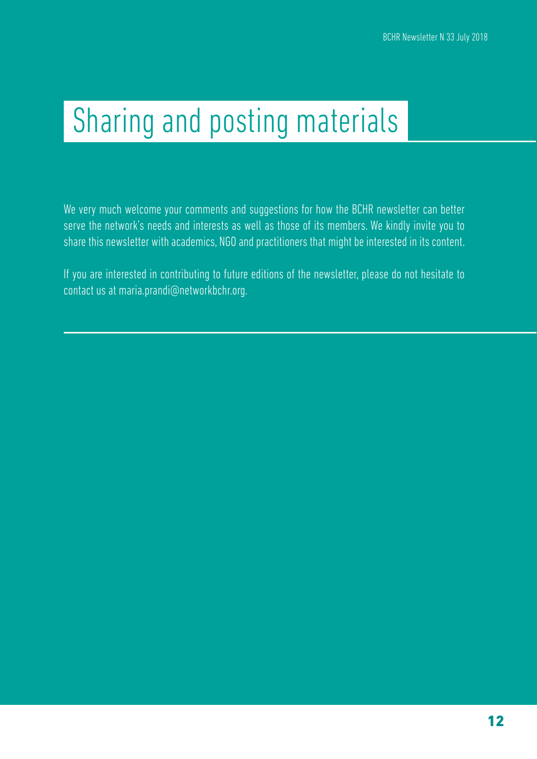# Sharing and posting materials

We very much welcome your comments and suggestions for how the BCHR newsletter can better serve the network's needs and interests as well as those of its members. We kindly invite you to share this newsletter with academics, NGO and practitioners that might be interested in its content.

If you are interested in contributing to future editions of the newsletter, please do not hesitate to contact us at maria.prandi@networkbchr.org.